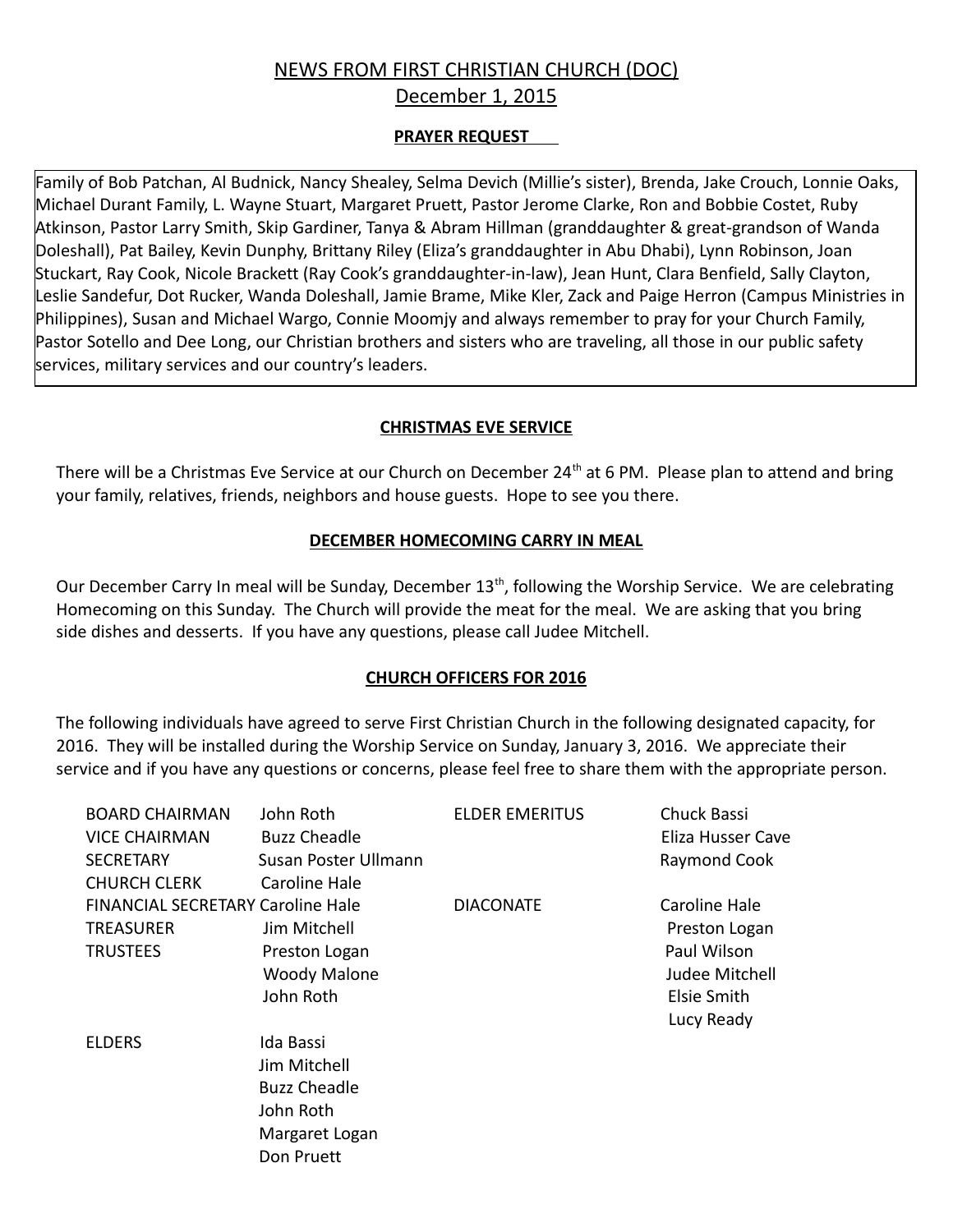# NEWS FROM FIRST CHRISTIAN CHURCH (DOC)

## December 1, 2015

### PRAYER REQUEST

Family of Bob Patchan, Al Budnick, Nancy Shealey, Selma Devich (Millie's sister), Brenda, Jake Crouch, Lonnie Oaks, Michael Durant Family, L. Wayne Stuart, Margaret Pruett, Pastor Jerome Clarke, Ron and Bobbie Costet, Ruby Atkinson, Pastor Larry Smith, Skip Gardiner, Tanya & Abram Hillman (granddaughter & great-grandson of Wanda Doleshall), Pat Bailey, Kevin Dunphy, Brittany Riley (Eliza's granddaughter in Abu Dhabi), Lynn Robinson, Joan Stuckart, Ray Cook, Nicole Brackett (Ray Cook's granddaughter-in-law), Jean Hunt, Clara Benfield, Sally Clayton, Leslie Sandefur, Dot Rucker, Wanda Doleshall, Jamie Brame, Mike Kler, Zack and Paige Herron (Campus Ministries in Philippines), Susan and Michael Wargo, Connie Moomjy and always remember to pray for your Church Family, Pastor Sotello and Dee Long, our Christian brothers and sisters who are traveling, all those in our public safety services, military services and our country's leaders.

### CHRISTMAS EVE SERVICE

There will be a Christmas Eve Service at our Church on December 24th at 6 PM. Please plan to attend and bring your family, relatives, friends, neighbors and house guests. Hope to see you there.

### DECEMBER HOMECOMING CARRY IN MEAL

Our December Carry In meal will be Sunday, December 13th, following the Worship Service. We are celebrating Homecoming on this Sunday. The Church will provide the meat for the meal. We are asking that you bring side dishes and desserts. If you have any questions, please call Judee Mitchell.

### CHURCH OFFICERS FOR 2016

The following individuals have agreed to serve First Christian Church in the following designated capacity, for 2016. They will be installed during the Worship Service on Sunday, January 3, 2016. We appreciate their service and if you have any questions or concerns, please feel free to share them with the appropriate person.

| | | | |
|---|---|---|---|
| BOARD CHAIRMAN | John Roth | ELDER EMERITUS | Chuck Bassi |
| VICE CHAIRMAN | Buzz Cheadle | | Eliza Husser Cave |
| SECRETARY | Susan Poster Ullmann | | Raymond Cook |
| CHURCH CLERK | Caroline Hale | | |
| FINANCIAL SECRETARY | Caroline Hale | DIACONATE | Caroline Hale |
| TREASURER | Jim Mitchell | | Preston Logan |
| TRUSTEES | Preston Logan | | Paul Wilson |
| | Woody Malone | | Judee Mitchell |
| | John Roth | | Elsie Smith |
| | | | Lucy Ready |
| ELDERS | Ida Bassi | | |
| | Jim Mitchell | | |
| | Buzz Cheadle | | |
| | John Roth | | |
| | Margaret Logan | | |
| | Don Pruett | | |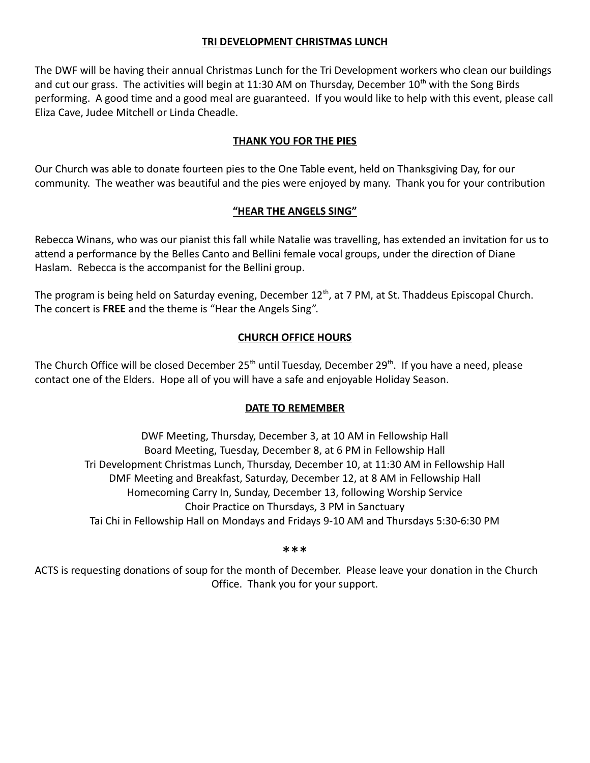## TRI DEVELOPMENT CHRISTMAS LUNCH

The DWF will be having their annual Christmas Lunch for the Tri Development workers who clean our buildings and cut our grass. The activities will begin at 11:30 AM on Thursday, December 10th with the Song Birds performing. A good time and a good meal are guaranteed. If you would like to help with this event, please call Eliza Cave, Judee Mitchell or Linda Cheadle.

## THANK YOU FOR THE PIES

Our Church was able to donate fourteen pies to the One Table event, held on Thanksgiving Day, for our community. The weather was beautiful and the pies were enjoyed by many. Thank you for your contribution

## "HEAR THE ANGELS SING"

Rebecca Winans, who was our pianist this fall while Natalie was travelling, has extended an invitation for us to attend a performance by the Belles Canto and Bellini female vocal groups, under the direction of Diane Haslam. Rebecca is the accompanist for the Bellini group.

The program is being held on Saturday evening, December 12th, at 7 PM, at St. Thaddeus Episcopal Church. The concert is **FREE** and the theme is "Hear the Angels Sing".

## CHURCH OFFICE HOURS

The Church Office will be closed December 25th until Tuesday, December 29th. If you have a need, please contact one of the Elders. Hope all of you will have a safe and enjoyable Holiday Season.

## DATE TO REMEMBER

DWF Meeting, Thursday, December 3, at 10 AM in Fellowship Hall
Board Meeting, Tuesday, December 8, at 6 PM in Fellowship Hall
Tri Development Christmas Lunch, Thursday, December 10, at 11:30 AM in Fellowship Hall
DMF Meeting and Breakfast, Saturday, December 12, at 8 AM in Fellowship Hall
Homecoming Carry In, Sunday, December 13, following Worship Service
Choir Practice on Thursdays, 3 PM in Sanctuary
Tai Chi in Fellowship Hall on Mondays and Fridays 9-10 AM and Thursdays 5:30-6:30 PM

***

ACTS is requesting donations of soup for the month of December. Please leave your donation in the Church Office. Thank you for your support.